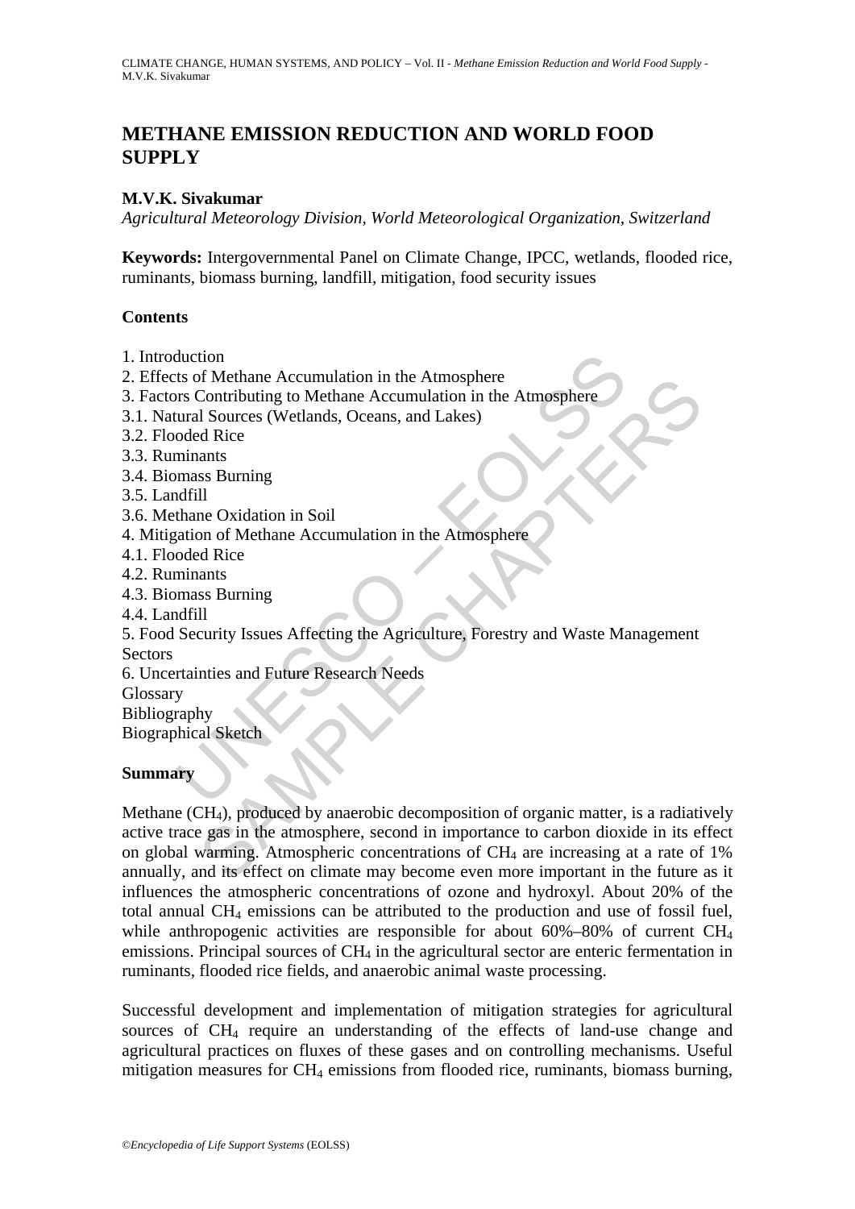# METHANE EMISSION REDUCTION AND WORLD FOOD SUPPLY

**M.V.K. Sivakumar**

*Agricultural Meteorology Division, World Meteorological Organization, Switzerland*

**Keywords:** Intergovernmental Panel on Climate Change, IPCC, wetlands, flooded rice, ruminants, biomass burning, landfill, mitigation, food security issues

## Contents

1. Introduction
2. Effects of Methane Accumulation in the Atmosphere
3. Factors Contributing to Methane Accumulation in the Atmosphere
3.1. Natural Sources (Wetlands, Oceans, and Lakes)
3.2. Flooded Rice
3.3. Ruminants
3.4. Biomass Burning
3.5. Landfill
3.6. Methane Oxidation in Soil
4. Mitigation of Methane Accumulation in the Atmosphere
4.1. Flooded Rice
4.2. Ruminants
4.3. Biomass Burning
4.4. Landfill
5. Food Security Issues Affecting the Agriculture, Forestry and Waste Management Sectors
6. Uncertainties and Future Research Needs

Glossary

Bibliography

Biographical Sketch

## Summary

Methane ($CH_4$), produced by anaerobic decomposition of organic matter, is a radiatively active trace gas in the atmosphere, second in importance to carbon dioxide in its effect on global warming. Atmospheric concentrations of $CH_4$ are increasing at a rate of 1% annually, and its effect on climate may become even more important in the future as it influences the atmospheric concentrations of ozone and hydroxyl. About 20% of the total annual $CH_4$ emissions can be attributed to the production and use of fossil fuel, while anthropogenic activities are responsible for about 60%–80% of current $CH_4$ emissions. Principal sources of $CH_4$ in the agricultural sector are enteric fermentation in ruminants, flooded rice fields, and anaerobic animal waste processing.

Successful development and implementation of mitigation strategies for agricultural sources of $CH_4$ require an understanding of the effects of land-use change and agricultural practices on fluxes of these gases and on controlling mechanisms. Useful mitigation measures for $CH_4$ emissions from flooded rice, ruminants, biomass burning,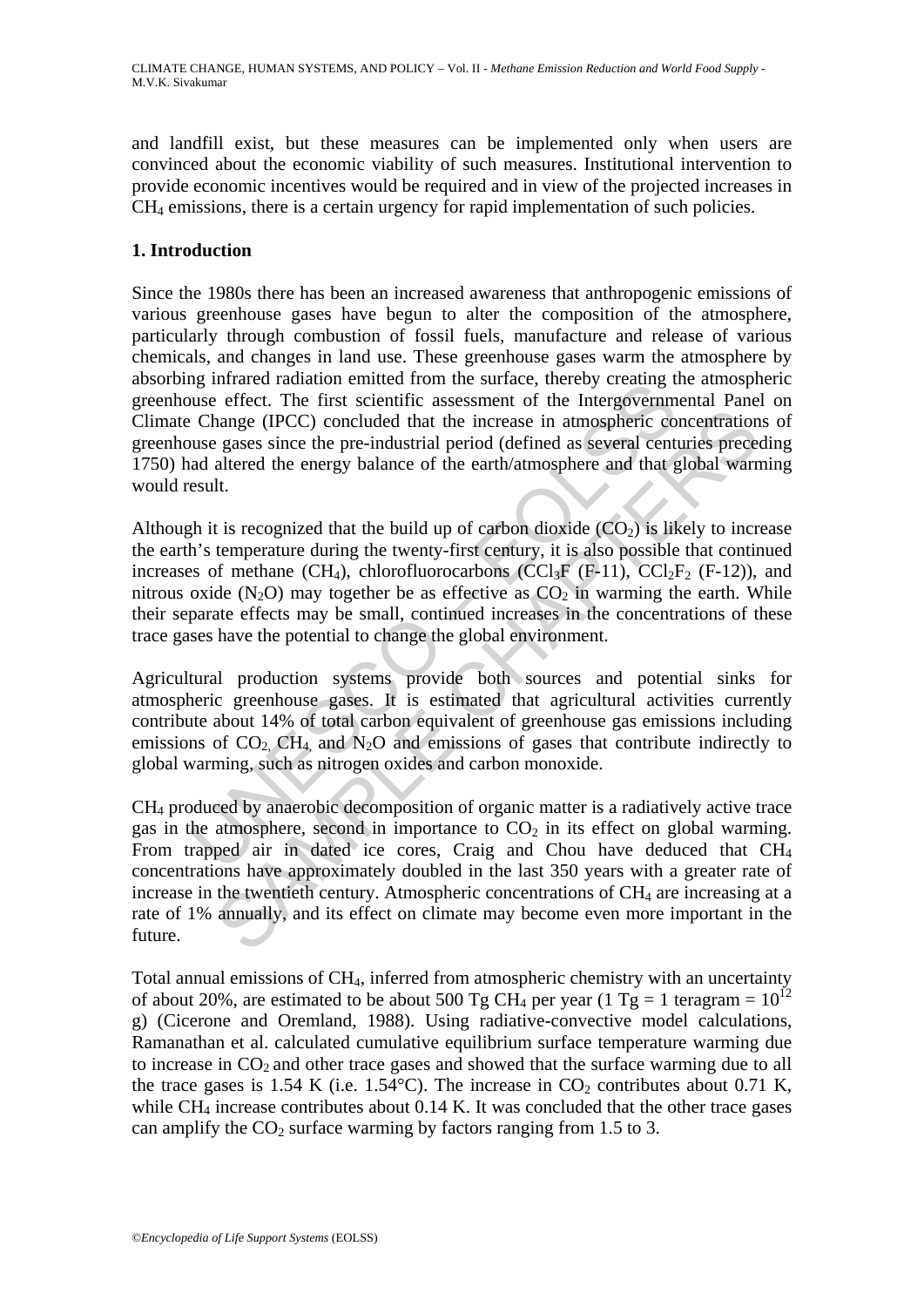and landfill exist, but these measures can be implemented only when users are convinced about the economic viability of such measures. Institutional intervention to provide economic incentives would be required and in view of the projected increases in $CH_4$ emissions, there is a certain urgency for rapid implementation of such policies.

## 1. Introduction

Since the 1980s there has been an increased awareness that anthropogenic emissions of various greenhouse gases have begun to alter the composition of the atmosphere, particularly through combustion of fossil fuels, manufacture and release of various chemicals, and changes in land use. These greenhouse gases warm the atmosphere by absorbing infrared radiation emitted from the surface, thereby creating the atmospheric greenhouse effect. The first scientific assessment of the Intergovernmental Panel on Climate Change (IPCC) concluded that the increase in atmospheric concentrations of greenhouse gases since the pre-industrial period (defined as several centuries preceding 1750) had altered the energy balance of the earth/atmosphere and that global warming would result.

Although it is recognized that the build up of carbon dioxide ($CO_2$) is likely to increase the earth's temperature during the twenty-first century, it is also possible that continued increases of methane ($CH_4$), chlorofluorocarbons ($CCl_3F$ (F-11), $CCl_2F_2$ (F-12)), and nitrous oxide ($N_2O$) may together be as effective as $CO_2$ in warming the earth. While their separate effects may be small, continued increases in the concentrations of these trace gases have the potential to change the global environment.

Agricultural production systems provide both sources and potential sinks for atmospheric greenhouse gases. It is estimated that agricultural activities currently contribute about 14% of total carbon equivalent of greenhouse gas emissions including emissions of $CO_2$, $CH_4$, and $N_2O$ and emissions of gases that contribute indirectly to global warming, such as nitrogen oxides and carbon monoxide.

$CH_4$ produced by anaerobic decomposition of organic matter is a radiatively active trace gas in the atmosphere, second in importance to $CO_2$ in its effect on global warming. From trapped air in dated ice cores, Craig and Chou have deduced that $CH_4$ concentrations have approximately doubled in the last 350 years with a greater rate of increase in the twentieth century. Atmospheric concentrations of $CH_4$ are increasing at a rate of 1% annually, and its effect on climate may become even more important in the future.

Total annual emissions of $CH_4$, inferred from atmospheric chemistry with an uncertainty of about 20%, are estimated to be about 500 Tg $CH_4$ per year (1 Tg = 1 teragram = $10^{12}$ g) (Cicerone and Oremland, 1988). Using radiative-convective model calculations, Ramanathan et al. calculated cumulative equilibrium surface temperature warming due to increase in $CO_2$ and other trace gases and showed that the surface warming due to all the trace gases is 1.54 K (i.e. 1.54°C). The increase in $CO_2$ contributes about 0.71 K, while $CH_4$ increase contributes about 0.14 K. It was concluded that the other trace gases can amplify the $CO_2$ surface warming by factors ranging from 1.5 to 3.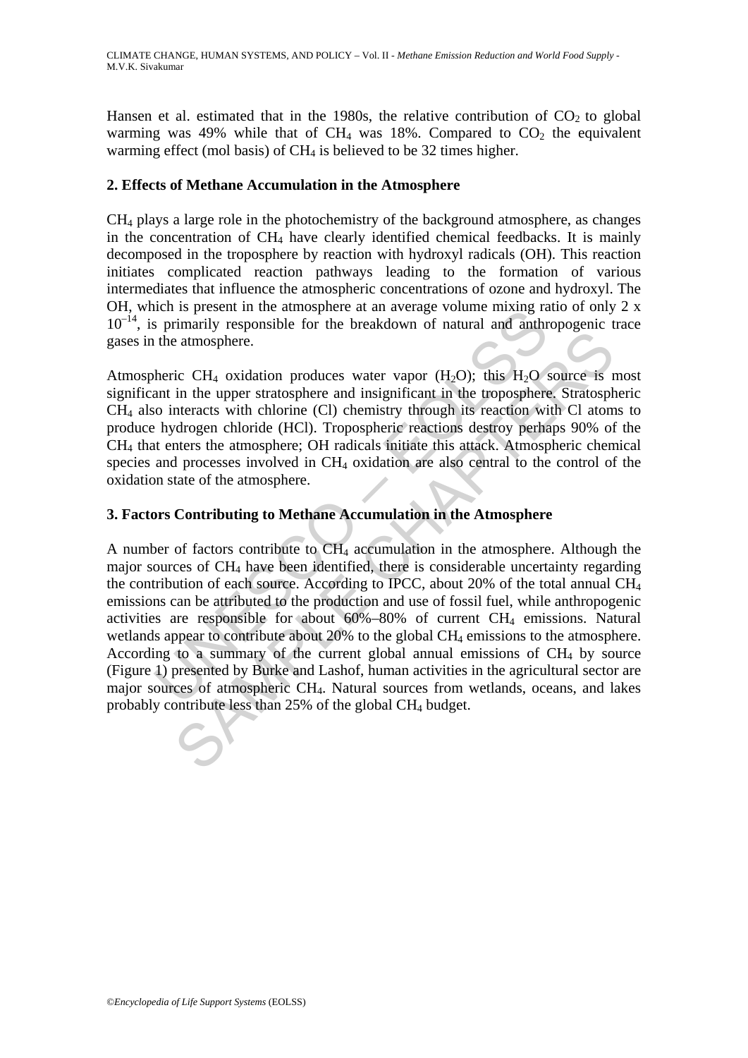Hansen et al. estimated that in the 1980s, the relative contribution of $CO_2$ to global warming was 49% while that of $CH_4$ was 18%. Compared to $CO_2$ the equivalent warming effect (mol basis) of $CH_4$ is believed to be 32 times higher.

## 2. Effects of Methane Accumulation in the Atmosphere

$CH_4$ plays a large role in the photochemistry of the background atmosphere, as changes in the concentration of $CH_4$ have clearly identified chemical feedbacks. It is mainly decomposed in the troposphere by reaction with hydroxyl radicals (OH). This reaction initiates complicated reaction pathways leading to the formation of various intermediates that influence the atmospheric concentrations of ozone and hydroxyl. The OH, which is present in the atmosphere at an average volume mixing ratio of only $2 \times 10^{-14}$, is primarily responsible for the breakdown of natural and anthropogenic trace gases in the atmosphere.

Atmospheric $CH_4$ oxidation produces water vapor ($H_2O$); this $H_2O$ source is most significant in the upper stratosphere and insignificant in the troposphere. Stratospheric $CH_4$ also interacts with chlorine (Cl) chemistry through its reaction with Cl atoms to produce hydrogen chloride (HCl). Tropospheric reactions destroy perhaps 90% of the $CH_4$ that enters the atmosphere; OH radicals initiate this attack. Atmospheric chemical species and processes involved in $CH_4$ oxidation are also central to the control of the oxidation state of the atmosphere.

## 3. Factors Contributing to Methane Accumulation in the Atmosphere

A number of factors contribute to $CH_4$ accumulation in the atmosphere. Although the major sources of $CH_4$ have been identified, there is considerable uncertainty regarding the contribution of each source. According to IPCC, about 20% of the total annual $CH_4$ emissions can be attributed to the production and use of fossil fuel, while anthropogenic activities are responsible for about 60%–80% of current $CH_4$ emissions. Natural wetlands appear to contribute about 20% to the global $CH_4$ emissions to the atmosphere. According to a summary of the current global annual emissions of $CH_4$ by source (Figure 1) presented by Burke and Lashof, human activities in the agricultural sector are major sources of atmospheric $CH_4$. Natural sources from wetlands, oceans, and lakes probably contribute less than 25% of the global $CH_4$ budget.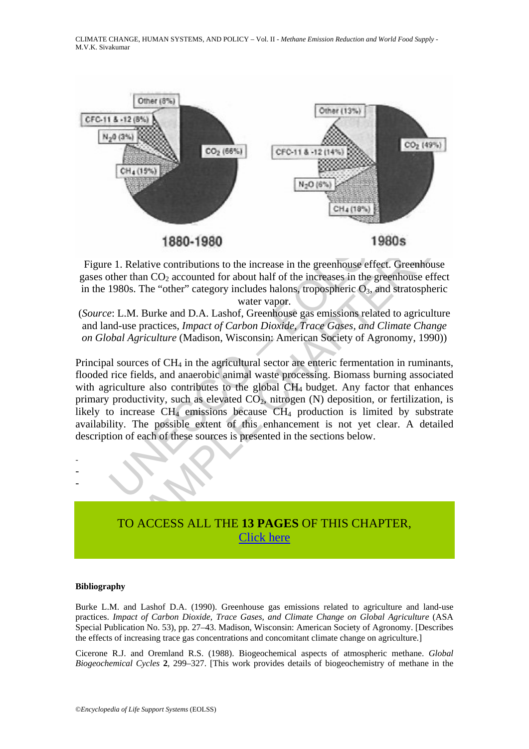Figure 1. Relative contributions to the increase in the greenhouse effect. Greenhouse gases other than $CO_2$ accounted for about half of the increases in the greenhouse effect in the 1980s. The "other" category includes halons, tropospheric $O_3$, and stratospheric water vapor.

(*Source*: L.M. Burke and D.A. Lashof, Greenhouse gas emissions related to agriculture and land-use practices, *Impact of Carbon Dioxide, Trace Gases, and Climate Change on Global Agriculture* (Madison, Wisconsin: American Society of Agronomy, 1990))

Principal sources of $CH_4$ in the agricultural sector are enteric fermentation in ruminants, flooded rice fields, and anaerobic animal waste processing. Biomass burning associated with agriculture also contributes to the global $CH_4$ budget. Any factor that enhances primary productivity, such as elevated $CO_2$, nitrogen (N) deposition, or fertilization, is likely to increase $CH_4$ emissions because $CH_4$ production is limited by substrate availability. The possible extent of this enhancement is not yet clear. A detailed description of each of these sources is presented in the sections below.

-
-
-

TO ACCESS ALL THE **13 PAGES** OF THIS CHAPTER,
Click here

**Bibliography**

Burke L.M. and Lashof D.A. (1990). Greenhouse gas emissions related to agriculture and land-use practices. *Impact of Carbon Dioxide, Trace Gases, and Climate Change on Global Agriculture* (ASA Special Publication No. 53), pp. 27–43. Madison, Wisconsin: American Society of Agronomy. [Describes the effects of increasing trace gas concentrations and concomitant climate change on agriculture.]

Cicerone R.J. and Oremland R.S. (1988). Biogeochemical aspects of atmospheric methane. *Global Biogeochemical Cycles* **2**, 299–327. [This work provides details of biogeochemistry of methane in the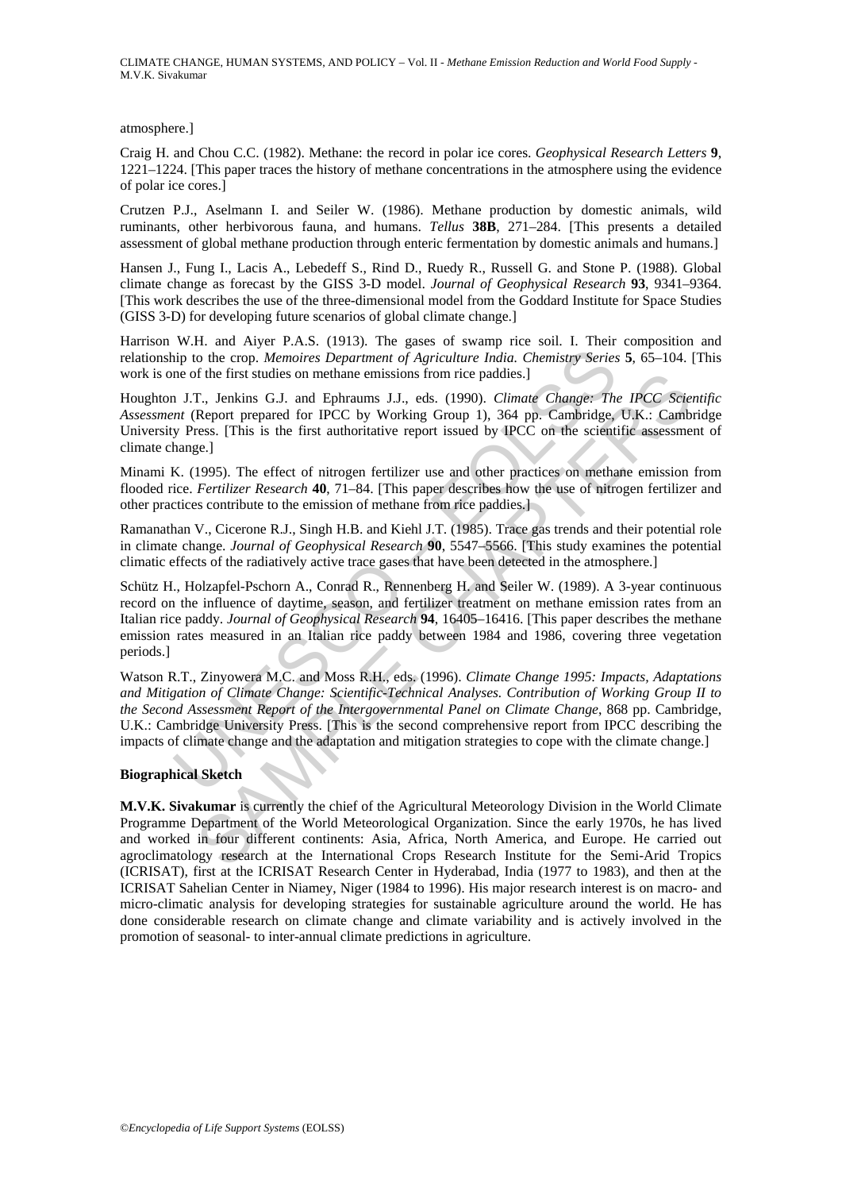atmosphere.]

Craig H. and Chou C.C. (1982). Methane: the record in polar ice cores. *Geophysical Research Letters* **9**, 1221–1224. [This paper traces the history of methane concentrations in the atmosphere using the evidence of polar ice cores.]

Crutzen P.J., Aselmann I. and Seiler W. (1986). Methane production by domestic animals, wild ruminants, other herbivorous fauna, and humans. *Tellus* **38B**, 271–284. [This presents a detailed assessment of global methane production through enteric fermentation by domestic animals and humans.]

Hansen J., Fung I., Lacis A., Lebedeff S., Rind D., Ruedy R., Russell G. and Stone P. (1988). Global climate change as forecast by the GISS 3-D model. *Journal of Geophysical Research* **93**, 9341–9364. [This work describes the use of the three-dimensional model from the Goddard Institute for Space Studies (GISS 3-D) for developing future scenarios of global climate change.]

Harrison W.H. and Aiyer P.A.S. (1913). The gases of swamp rice soil. I. Their composition and relationship to the crop. *Memoires Department of Agriculture India. Chemistry Series* **5**, 65–104. [This work is one of the first studies on methane emissions from rice paddies.]

Houghton J.T., Jenkins G.J. and Ephraums J.J., eds. (1990). *Climate Change: The IPCC Scientific Assessment* (Report prepared for IPCC by Working Group 1), 364 pp. Cambridge, U.K.: Cambridge University Press. [This is the first authoritative report issued by IPCC on the scientific assessment of climate change.]

Minami K. (1995). The effect of nitrogen fertilizer use and other practices on methane emission from flooded rice. *Fertilizer Research* **40**, 71–84. [This paper describes how the use of nitrogen fertilizer and other practices contribute to the emission of methane from rice paddies.]

Ramanathan V., Cicerone R.J., Singh H.B. and Kiehl J.T. (1985). Trace gas trends and their potential role in climate change. *Journal of Geophysical Research* **90**, 5547–5566. [This study examines the potential climatic effects of the radiatively active trace gases that have been detected in the atmosphere.]

Schütz H., Holzapfel-Pschorn A., Conrad R., Rennenberg H. and Seiler W. (1989). A 3-year continuous record on the influence of daytime, season, and fertilizer treatment on methane emission rates from an Italian rice paddy. *Journal of Geophysical Research* **94**, 16405–16416. [This paper describes the methane emission rates measured in an Italian rice paddy between 1984 and 1986, covering three vegetation periods.]

Watson R.T., Zinyowera M.C. and Moss R.H., eds. (1996). *Climate Change 1995: Impacts, Adaptations and Mitigation of Climate Change: Scientific-Technical Analyses. Contribution of Working Group II to the Second Assessment Report of the Intergovernmental Panel on Climate Change*, 868 pp. Cambridge, U.K.: Cambridge University Press. [This is the second comprehensive report from IPCC describing the impacts of climate change and the adaptation and mitigation strategies to cope with the climate change.]

**Biographical Sketch**

**M.V.K. Sivakumar** is currently the chief of the Agricultural Meteorology Division in the World Climate Programme Department of the World Meteorological Organization. Since the early 1970s, he has lived and worked in four different continents: Asia, Africa, North America, and Europe. He carried out agroclimatology research at the International Crops Research Institute for the Semi-Arid Tropics (ICRISAT), first at the ICRISAT Research Center in Hyderabad, India (1977 to 1983), and then at the ICRISAT Sahelian Center in Niamey, Niger (1984 to 1996). His major research interest is on macro- and micro-climatic analysis for developing strategies for sustainable agriculture around the world. He has done considerable research on climate change and climate variability and is actively involved in the promotion of seasonal- to inter-annual climate predictions in agriculture.